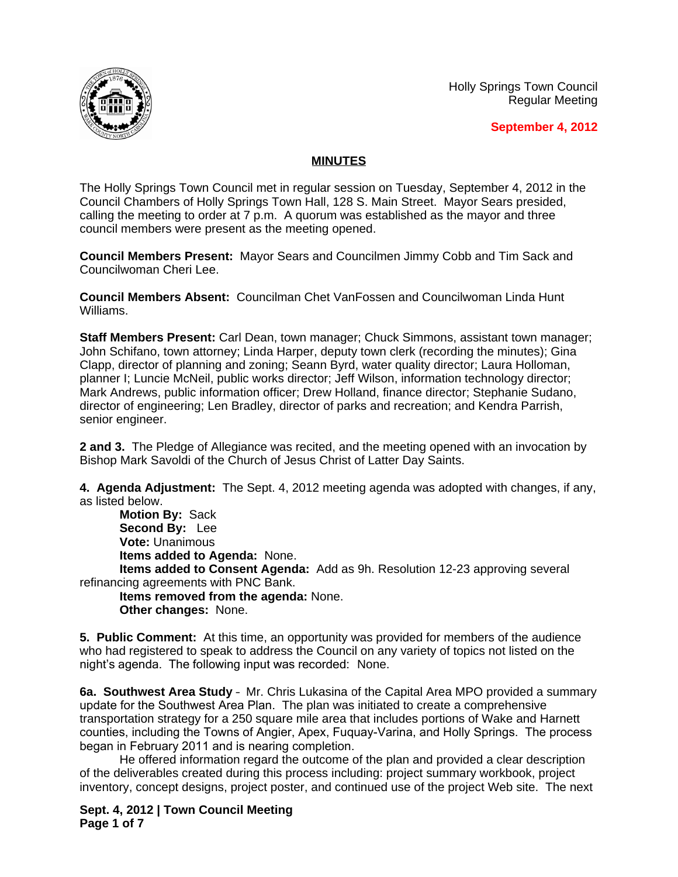Holly Springs Town Council
Regular Meeting

**September 4, 2012**

## MINUTES

The Holly Springs Town Council met in regular session on Tuesday, September 4, 2012 in the Council Chambers of Holly Springs Town Hall, 128 S. Main Street. Mayor Sears presided, calling the meeting to order at 7 p.m. A quorum was established as the mayor and three council members were present as the meeting opened.

**Council Members Present:** Mayor Sears and Councilmen Jimmy Cobb and Tim Sack and Councilwoman Cheri Lee.

**Council Members Absent:** Councilman Chet VanFossen and Councilwoman Linda Hunt Williams.

**Staff Members Present:** Carl Dean, town manager; Chuck Simmons, assistant town manager; John Schifano, town attorney; Linda Harper, deputy town clerk (recording the minutes); Gina Clapp, director of planning and zoning; Seann Byrd, water quality director; Laura Holloman, planner I; Luncie McNeil, public works director; Jeff Wilson, information technology director; Mark Andrews, public information officer; Drew Holland, finance director; Stephanie Sudano, director of engineering; Len Bradley, director of parks and recreation; and Kendra Parrish, senior engineer.

**2 and 3.** The Pledge of Allegiance was recited, and the meeting opened with an invocation by Bishop Mark Savoldi of the Church of Jesus Christ of Latter Day Saints.

**4. Agenda Adjustment:** The Sept. 4, 2012 meeting agenda was adopted with changes, if any, as listed below.

**Motion By:** Sack
**Second By:** Lee
**Vote:** Unanimous
**Items added to Agenda:** None.
**Items added to Consent Agenda:** Add as 9h. Resolution 12-23 approving several refinancing agreements with PNC Bank.
**Items removed from the agenda:** None.
**Other changes:** None.

**5. Public Comment:** At this time, an opportunity was provided for members of the audience who had registered to speak to address the Council on any variety of topics not listed on the night's agenda. The following input was recorded: None.

**6a. Southwest Area Study** - Mr. Chris Lukasina of the Capital Area MPO provided a summary update for the Southwest Area Plan. The plan was initiated to create a comprehensive transportation strategy for a 250 square mile area that includes portions of Wake and Harnett counties, including the Towns of Angier, Apex, Fuquay-Varina, and Holly Springs. The process began in February 2011 and is nearing completion.

He offered information regard the outcome of the plan and provided a clear description of the deliverables created during this process including: project summary workbook, project inventory, concept designs, project poster, and continued use of the project Web site. The next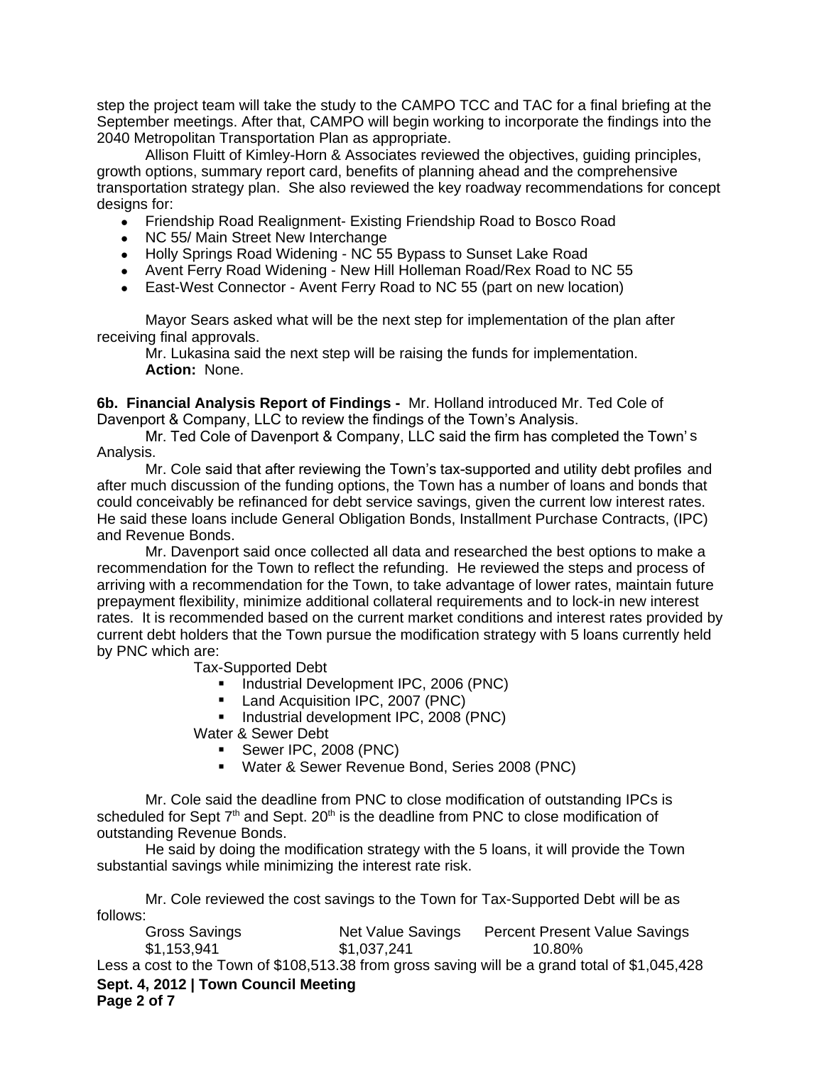step the project team will take the study to the CAMPO TCC and TAC for a final briefing at the September meetings. After that, CAMPO will begin working to incorporate the findings into the 2040 Metropolitan Transportation Plan as appropriate.

Allison Fluitt of Kimley-Horn & Associates reviewed the objectives, guiding principles, growth options, summary report card, benefits of planning ahead and the comprehensive transportation strategy plan. She also reviewed the key roadway recommendations for concept designs for:

- Friendship Road Realignment- Existing Friendship Road to Bosco Road
- NC 55/ Main Street New Interchange
- Holly Springs Road Widening - NC 55 Bypass to Sunset Lake Road
- Avent Ferry Road Widening - New Hill Holleman Road/Rex Road to NC 55
- East-West Connector - Avent Ferry Road to NC 55 (part on new location)

Mayor Sears asked what will be the next step for implementation of the plan after receiving final approvals.

Mr. Lukasina said the next step will be raising the funds for implementation.

**Action:** None.

**6b. Financial Analysis Report of Findings -** Mr. Holland introduced Mr. Ted Cole of Davenport & Company, LLC to review the findings of the Town's Analysis.

Mr. Ted Cole of Davenport & Company, LLC said the firm has completed the Town's Analysis.

Mr. Cole said that after reviewing the Town's tax-supported and utility debt profiles and after much discussion of the funding options, the Town has a number of loans and bonds that could conceivably be refinanced for debt service savings, given the current low interest rates. He said these loans include General Obligation Bonds, Installment Purchase Contracts, (IPC) and Revenue Bonds.

Mr. Davenport said once collected all data and researched the best options to make a recommendation for the Town to reflect the refunding. He reviewed the steps and process of arriving with a recommendation for the Town, to take advantage of lower rates, maintain future prepayment flexibility, minimize additional collateral requirements and to lock-in new interest rates. It is recommended based on the current market conditions and interest rates provided by current debt holders that the Town pursue the modification strategy with 5 loans currently held by PNC which are:

Tax-Supported Debt

- Industrial Development IPC, 2006 (PNC)
- Land Acquisition IPC, 2007 (PNC)
- Industrial development IPC, 2008 (PNC)

Water & Sewer Debt

- Sewer IPC, 2008 (PNC)
- Water & Sewer Revenue Bond, Series 2008 (PNC)

Mr. Cole said the deadline from PNC to close modification of outstanding IPCs is scheduled for Sept 7th and Sept. 20th is the deadline from PNC to close modification of outstanding Revenue Bonds.

He said by doing the modification strategy with the 5 loans, it will provide the Town substantial savings while minimizing the interest rate risk.

Mr. Cole reviewed the cost savings to the Town for Tax-Supported Debt will be as follows:

| Gross Savings | Net Value Savings | Percent Present Value Savings |
|---|---|---|
| $1,153,941 | $1,037,241 | 10.80% |

Less a cost to the Town of $108,513.38 from gross saving will be a grand total of $1,045,428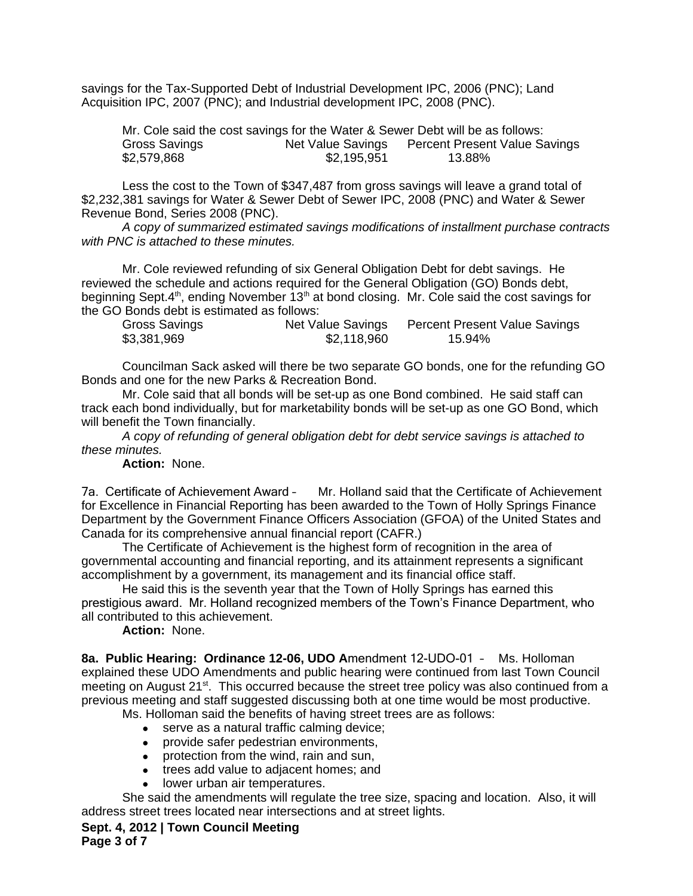savings for the Tax-Supported Debt of Industrial Development IPC, 2006 (PNC); Land Acquisition IPC, 2007 (PNC); and Industrial development IPC, 2008 (PNC).

Mr. Cole said the cost savings for the Water & Sewer Debt will be as follows:

| Gross Savings | Net Value Savings | Percent Present Value Savings |
|---|---|---|
| $2,579,868 | $2,195,951 | 13.88% |

Less the cost to the Town of $347,487 from gross savings will leave a grand total of $2,232,381 savings for Water & Sewer Debt of Sewer IPC, 2008 (PNC) and Water & Sewer Revenue Bond, Series 2008 (PNC).

*A copy of summarized estimated savings modifications of installment purchase contracts with PNC is attached to these minutes.*

Mr. Cole reviewed refunding of six General Obligation Debt for debt savings. He reviewed the schedule and actions required for the General Obligation (GO) Bonds debt, beginning Sept.4th, ending November 13th at bond closing. Mr. Cole said the cost savings for the GO Bonds debt is estimated as follows:

| Gross Savings | Net Value Savings | Percent Present Value Savings |
|---|---|---|
| $3,381,969 | $2,118,960 | 15.94% |

Councilman Sack asked will there be two separate GO bonds, one for the refunding GO Bonds and one for the new Parks & Recreation Bond.

Mr. Cole said that all bonds will be set-up as one Bond combined. He said staff can track each bond individually, but for marketability bonds will be set-up as one GO Bond, which will benefit the Town financially.

*A copy of refunding of general obligation debt for debt service savings is attached to these minutes.*

**Action:** None.

7a. Certificate of Achievement Award – Mr. Holland said that the Certificate of Achievement for Excellence in Financial Reporting has been awarded to the Town of Holly Springs Finance Department by the Government Finance Officers Association (GFOA) of the United States and Canada for its comprehensive annual financial report (CAFR.)

The Certificate of Achievement is the highest form of recognition in the area of governmental accounting and financial reporting, and its attainment represents a significant accomplishment by a government, its management and its financial office staff.

He said this is the seventh year that the Town of Holly Springs has earned this prestigious award. Mr. Holland recognized members of the Town's Finance Department, who all contributed to this achievement.

**Action:** None.

**8a. Public Hearing: Ordinance 12-06, UDO A**mendment 12-UDO-01 – Ms. Holloman explained these UDO Amendments and public hearing were continued from last Town Council meeting on August 21st. This occurred because the street tree policy was also continued from a previous meeting and staff suggested discussing both at one time would be most productive.

Ms. Holloman said the benefits of having street trees are as follows:

- serve as a natural traffic calming device;
- provide safer pedestrian environments,
- protection from the wind, rain and sun,
- trees add value to adjacent homes; and
- lower urban air temperatures.

She said the amendments will regulate the tree size, spacing and location. Also, it will address street trees located near intersections and at street lights.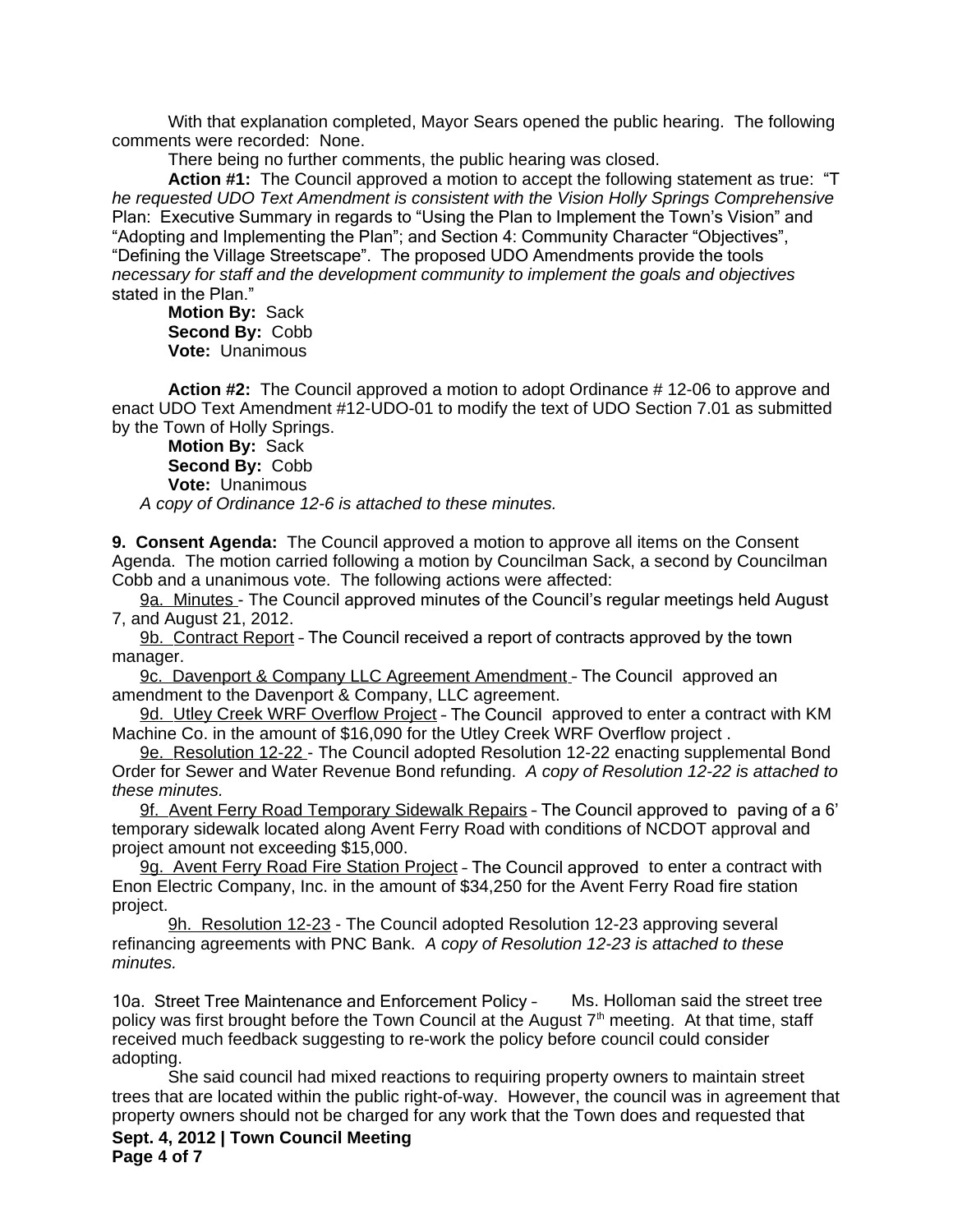With that explanation completed, Mayor Sears opened the public hearing. The following comments were recorded: None.

There being no further comments, the public hearing was closed.

**Action #1:** The Council approved a motion to accept the following statement as true: "T*he requested UDO Text Amendment is consistent with the Vision Holly Springs Comprehensive* Plan: Executive Summary in regards to "Using the Plan to Implement the Town's Vision" and "Adopting and Implementing the Plan"; and Section 4: Community Character "Objectives", "Defining the Village Streetscape". The proposed UDO Amendments provide the tools *necessary for staff and the development community to implement the goals and objectives* stated in the Plan."

**Motion By:** Sack
**Second By:** Cobb
**Vote:** Unanimous

**Action #2:** The Council approved a motion to adopt Ordinance # 12-06 to approve and enact UDO Text Amendment #12-UDO-01 to modify the text of UDO Section 7.01 as submitted by the Town of Holly Springs.

**Motion By:** Sack
**Second By:** Cobb
**Vote:** Unanimous

*A copy of Ordinance 12-6 is attached to these minutes.*

**9. Consent Agenda:** The Council approved a motion to approve all items on the Consent Agenda. The motion carried following a motion by Councilman Sack, a second by Councilman Cobb and a unanimous vote. The following actions were affected:

9a. Minutes - The Council approved minutes of the Council's regular meetings held August 7, and August 21, 2012.

9b. Contract Report – The Council received a report of contracts approved by the town manager.

9c. Davenport & Company LLC Agreement Amendment – The Council approved an amendment to the Davenport & Company, LLC agreement.

9d. Utley Creek WRF Overflow Project – The Council approved to enter a contract with KM Machine Co. in the amount of $16,090 for the Utley Creek WRF Overflow project .

9e. Resolution 12-22 - The Council adopted Resolution 12-22 enacting supplemental Bond Order for Sewer and Water Revenue Bond refunding. *A copy of Resolution 12-22 is attached to these minutes.*

9f. Avent Ferry Road Temporary Sidewalk Repairs – The Council approved to paving of a 6' temporary sidewalk located along Avent Ferry Road with conditions of NCDOT approval and project amount not exceeding $15,000.

9g. Avent Ferry Road Fire Station Project – The Council approved to enter a contract with Enon Electric Company, Inc. in the amount of $34,250 for the Avent Ferry Road fire station project.

9h. Resolution 12-23 - The Council adopted Resolution 12-23 approving several refinancing agreements with PNC Bank. *A copy of Resolution 12-23 is attached to these minutes.*

10a. Street Tree Maintenance and Enforcement Policy – Ms. Holloman said the street tree policy was first brought before the Town Council at the August 7th meeting. At that time, staff received much feedback suggesting to re-work the policy before council could consider adopting.

She said council had mixed reactions to requiring property owners to maintain street trees that are located within the public right-of-way. However, the council was in agreement that property owners should not be charged for any work that the Town does and requested that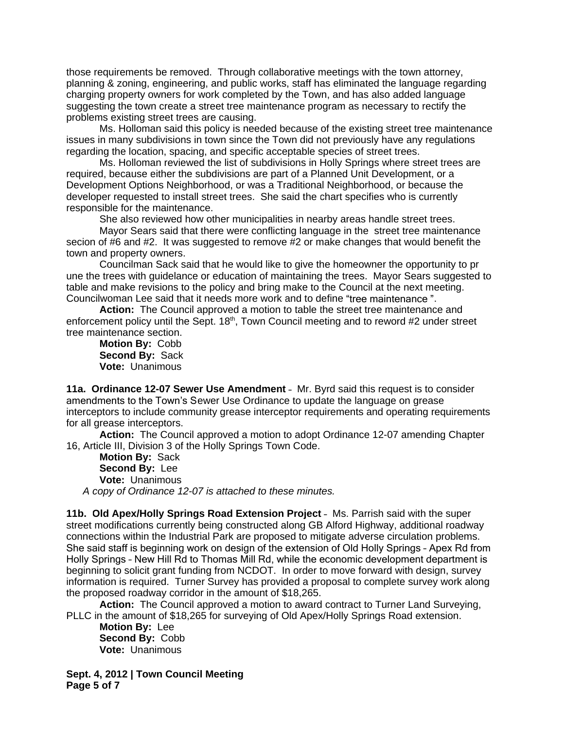those requirements be removed. Through collaborative meetings with the town attorney, planning & zoning, engineering, and public works, staff has eliminated the language regarding charging property owners for work completed by the Town, and has also added language suggesting the town create a street tree maintenance program as necessary to rectify the problems existing street trees are causing.

Ms. Holloman said this policy is needed because of the existing street tree maintenance issues in many subdivisions in town since the Town did not previously have any regulations regarding the location, spacing, and specific acceptable species of street trees.

Ms. Holloman reviewed the list of subdivisions in Holly Springs where street trees are required, because either the subdivisions are part of a Planned Unit Development, or a Development Options Neighborhood, or was a Traditional Neighborhood, or because the developer requested to install street trees. She said the chart specifies who is currently responsible for the maintenance.

She also reviewed how other municipalities in nearby areas handle street trees.

Mayor Sears said that there were conflicting language in the street tree maintenance secion of #6 and #2. It was suggested to remove #2 or make changes that would benefit the town and property owners.

Councilman Sack said that he would like to give the homeowner the opportunity to pr une the trees with guidelance or education of maintaining the trees. Mayor Sears suggested to table and make revisions to the policy and bring make to the Council at the next meeting. Councilwoman Lee said that it needs more work and to define "tree maintenance ".

**Action:** The Council approved a motion to table the street tree maintenance and enforcement policy until the Sept. 18th, Town Council meeting and to reword #2 under street tree maintenance section.

**Motion By:** Cobb
**Second By:** Sack
**Vote:** Unanimous

**11a. Ordinance 12-07 Sewer Use Amendment** – Mr. Byrd said this request is to consider amendments to the Town's Sewer Use Ordinance to update the language on grease interceptors to include community grease interceptor requirements and operating requirements for all grease interceptors.

**Action:** The Council approved a motion to adopt Ordinance 12-07 amending Chapter 16, Article III, Division 3 of the Holly Springs Town Code.

**Motion By:** Sack
**Second By:** Lee
**Vote:** Unanimous

*A copy of Ordinance 12-07 is attached to these minutes.*

**11b. Old Apex/Holly Springs Road Extension Project** – Ms. Parrish said with the super street modifications currently being constructed along GB Alford Highway, additional roadway connections within the Industrial Park are proposed to mitigate adverse circulation problems. She said staff is beginning work on design of the extension of Old Holly Springs – Apex Rd from Holly Springs – New Hill Rd to Thomas Mill Rd, while the economic development department is beginning to solicit grant funding from NCDOT. In order to move forward with design, survey information is required. Turner Survey has provided a proposal to complete survey work along the proposed roadway corridor in the amount of $18,265.

**Action:** The Council approved a motion to award contract to Turner Land Surveying, PLLC in the amount of $18,265 for surveying of Old Apex/Holly Springs Road extension.

**Motion By:** Lee
**Second By:** Cobb
**Vote:** Unanimous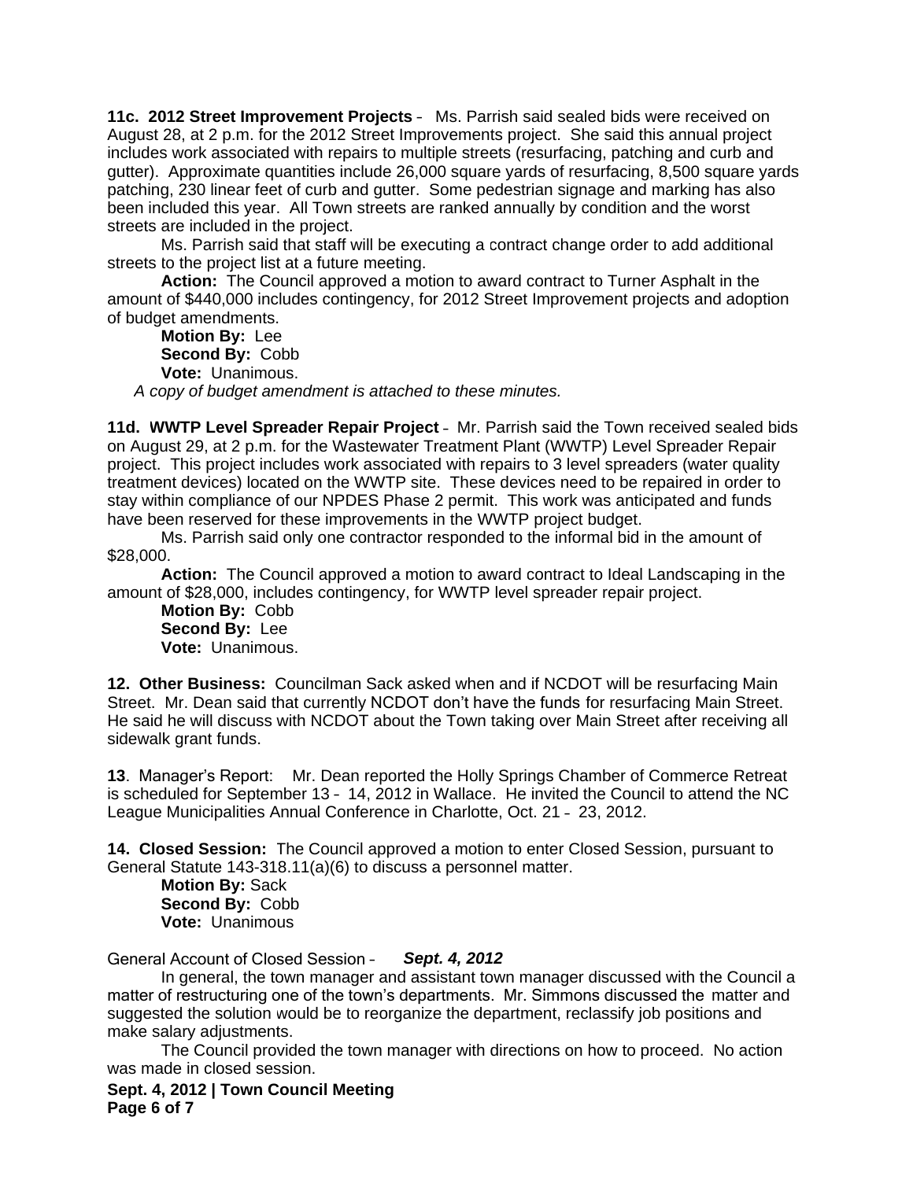**11c. 2012 Street Improvement Projects** – Ms. Parrish said sealed bids were received on August 28, at 2 p.m. for the 2012 Street Improvements project. She said this annual project includes work associated with repairs to multiple streets (resurfacing, patching and curb and gutter). Approximate quantities include 26,000 square yards of resurfacing, 8,500 square yards patching, 230 linear feet of curb and gutter. Some pedestrian signage and marking has also been included this year. All Town streets are ranked annually by condition and the worst streets are included in the project.

Ms. Parrish said that staff will be executing a contract change order to add additional streets to the project list at a future meeting.

**Action:** The Council approved a motion to award contract to Turner Asphalt in the amount of $440,000 includes contingency, for 2012 Street Improvement projects and adoption of budget amendments.

**Motion By:** Lee
**Second By:** Cobb
**Vote:** Unanimous.

*A copy of budget amendment is attached to these minutes.*

**11d. WWTP Level Spreader Repair Project** – Mr. Parrish said the Town received sealed bids on August 29, at 2 p.m. for the Wastewater Treatment Plant (WWTP) Level Spreader Repair project. This project includes work associated with repairs to 3 level spreaders (water quality treatment devices) located on the WWTP site. These devices need to be repaired in order to stay within compliance of our NPDES Phase 2 permit. This work was anticipated and funds have been reserved for these improvements in the WWTP project budget.

Ms. Parrish said only one contractor responded to the informal bid in the amount of $28,000.

**Action:** The Council approved a motion to award contract to Ideal Landscaping in the amount of $28,000, includes contingency, for WWTP level spreader repair project.

**Motion By:** Cobb
**Second By:** Lee
**Vote:** Unanimous.

**12. Other Business:** Councilman Sack asked when and if NCDOT will be resurfacing Main Street. Mr. Dean said that currently NCDOT don't have the funds for resurfacing Main Street. He said he will discuss with NCDOT about the Town taking over Main Street after receiving all sidewalk grant funds.

**13**. Manager's Report: Mr. Dean reported the Holly Springs Chamber of Commerce Retreat is scheduled for September 13 – 14, 2012 in Wallace. He invited the Council to attend the NC League Municipalities Annual Conference in Charlotte, Oct. 21 – 23, 2012.

**14. Closed Session:** The Council approved a motion to enter Closed Session, pursuant to General Statute 143-318.11(a)(6) to discuss a personnel matter.

**Motion By:** Sack
**Second By:** Cobb
**Vote:** Unanimous

General Account of Closed Session – ***Sept. 4, 2012***

In general, the town manager and assistant town manager discussed with the Council a matter of restructuring one of the town's departments. Mr. Simmons discussed the matter and suggested the solution would be to reorganize the department, reclassify job positions and make salary adjustments.

The Council provided the town manager with directions on how to proceed. No action was made in closed session.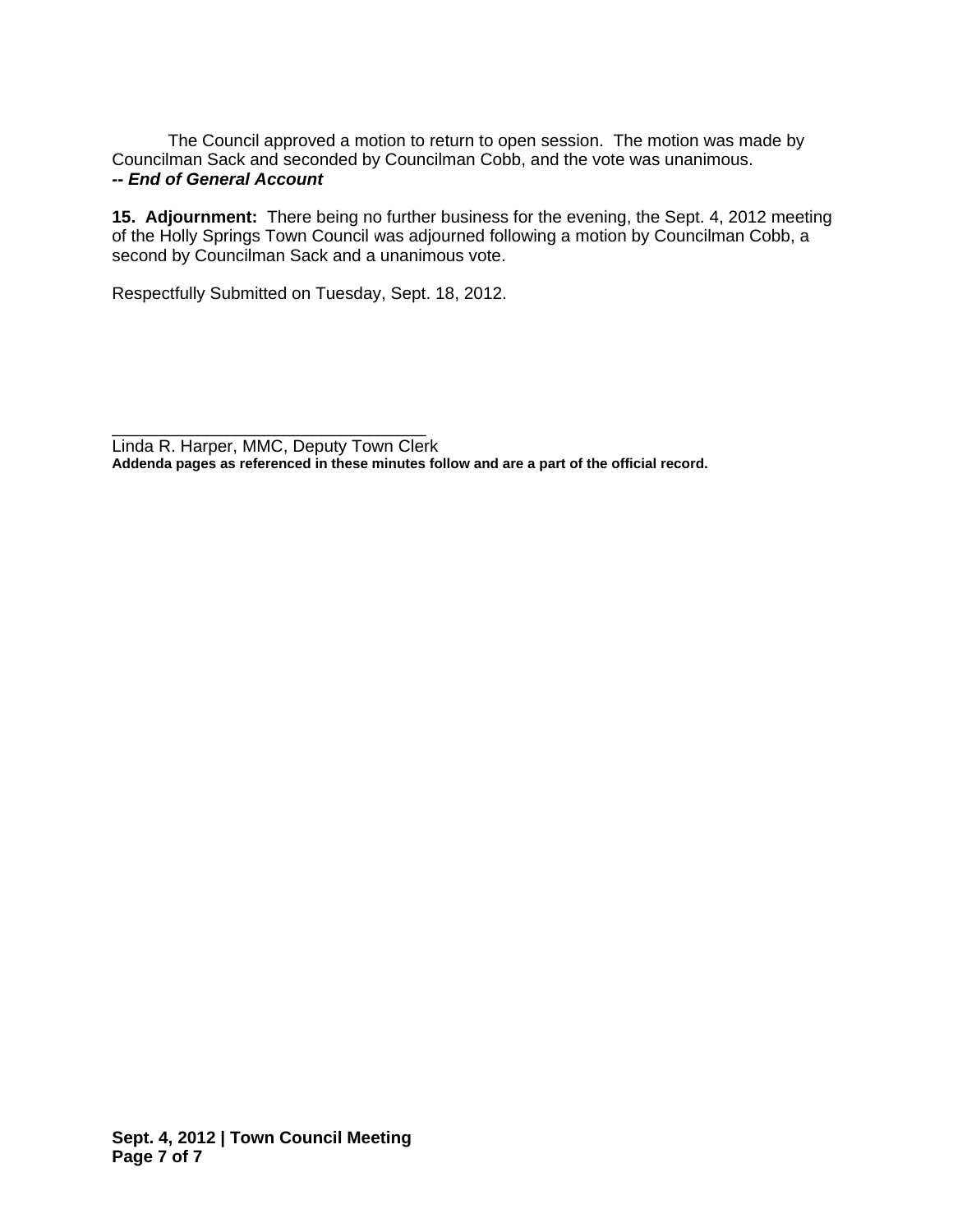The Council approved a motion to return to open session. The motion was made by Councilman Sack and seconded by Councilman Cobb, and the vote was unanimous.
***-- End of General Account***

**15. Adjournment:** There being no further business for the evening, the Sept. 4, 2012 meeting of the Holly Springs Town Council was adjourned following a motion by Councilman Cobb, a second by Councilman Sack and a unanimous vote.

Respectfully Submitted on Tuesday, Sept. 18, 2012.

_________________________________
Linda R. Harper, MMC, Deputy Town Clerk
**Addenda pages as referenced in these minutes follow and are a part of the official record.**